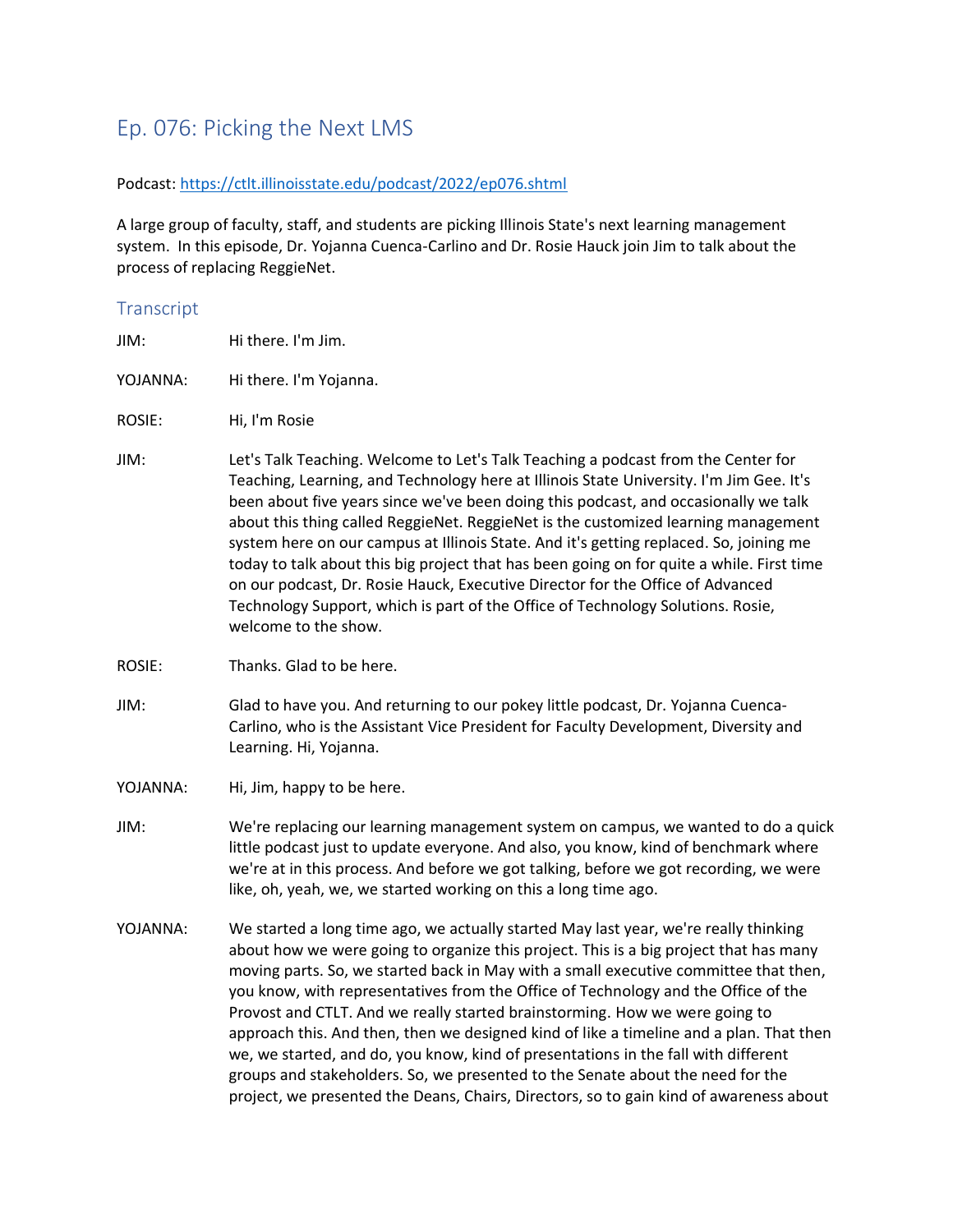# Ep. 076: Picking the Next LMS

Podcast: https://ctlt.illinoisstate.edu/podcast/2022/ep076.shtml

A large group of faculty, staff, and students are picking Illinois State's next learning management system. In this episode, Dr. Yojanna Cuenca-Carlino and Dr. Rosie Hauck join Jim to talk about the process of replacing ReggieNet.

## Transcript

JIM: Hi there. I'm Jim.

YOJANNA: Hi there. I'm Yojanna.

ROSIE: Hi, I'm Rosie

JIM: Let's Talk Teaching. Welcome to Let's Talk Teaching a podcast from the Center for Teaching, Learning, and Technology here at Illinois State University. I'm Jim Gee. It's been about five years since we've been doing this podcast, and occasionally we talk about this thing called ReggieNet. ReggieNet is the customized learning management system here on our campus at Illinois State. And it's getting replaced. So, joining me today to talk about this big project that has been going on for quite a while. First time on our podcast, Dr. Rosie Hauck, Executive Director for the Office of Advanced Technology Support, which is part of the Office of Technology Solutions. Rosie, welcome to the show.

ROSIE: Thanks. Glad to be here.

JIM: Glad to have you. And returning to our pokey little podcast, Dr. Yojanna Cuenca-Carlino, who is the Assistant Vice President for Faculty Development, Diversity and Learning. Hi, Yojanna.

YOJANNA: Hi, Jim, happy to be here.

JIM: We're replacing our learning management system on campus, we wanted to do a quick little podcast just to update everyone. And also, you know, kind of benchmark where we're at in this process. And before we got talking, before we got recording, we were like, oh, yeah, we, we started working on this a long time ago.

YOJANNA: We started a long time ago, we actually started May last year, we're really thinking about how we were going to organize this project. This is a big project that has many moving parts. So, we started back in May with a small executive committee that then, you know, with representatives from the Office of Technology and the Office of the Provost and CTLT. And we really started brainstorming. How we were going to approach this. And then, then we designed kind of like a timeline and a plan. That then we, we started, and do, you know, kind of presentations in the fall with different groups and stakeholders. So, we presented to the Senate about the need for the project, we presented the Deans, Chairs, Directors, so to gain kind of awareness about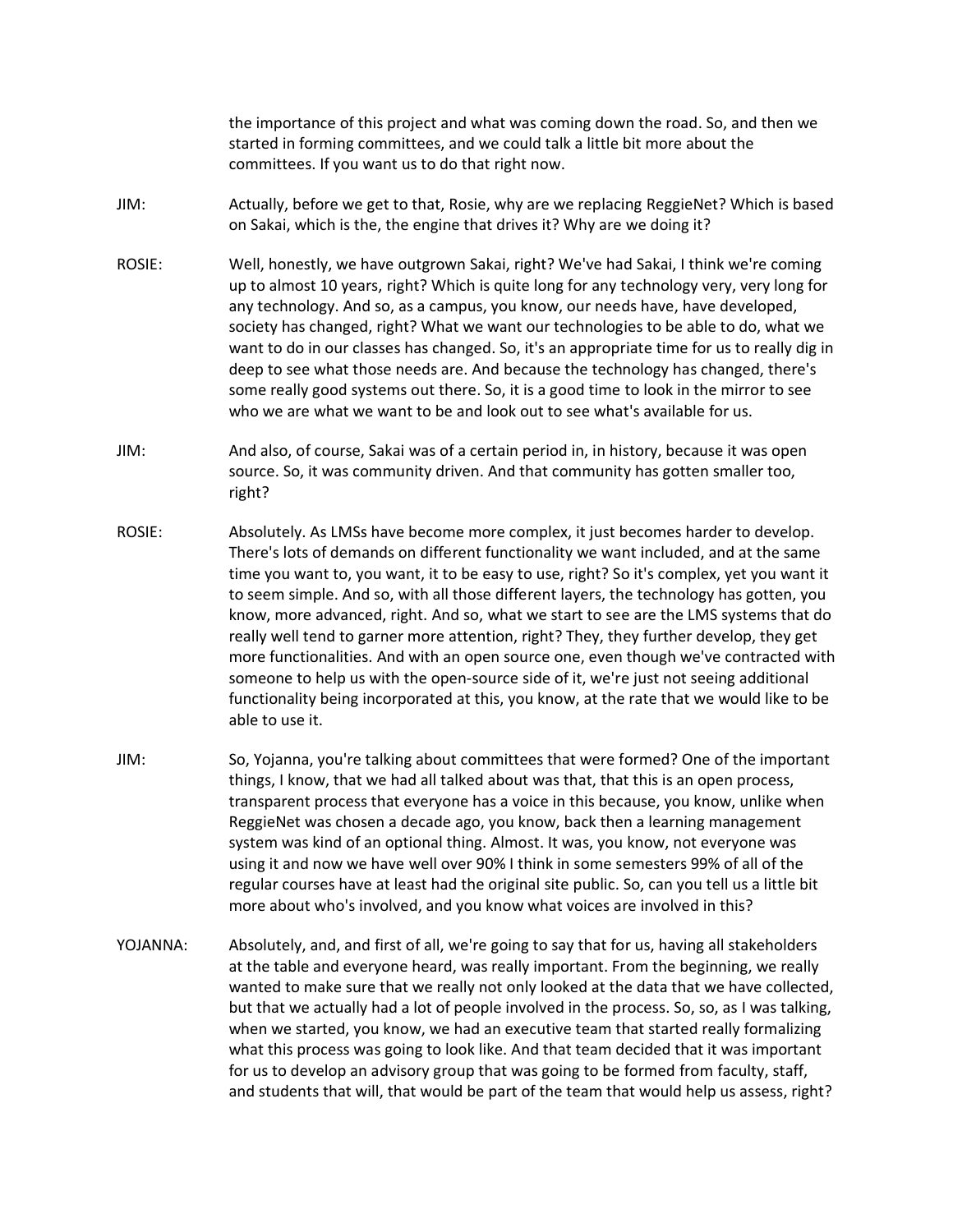the importance of this project and what was coming down the road. So, and then we started in forming committees, and we could talk a little bit more about the committees. If you want us to do that right now.

JIM: Actually, before we get to that, Rosie, why are we replacing ReggieNet? Which is based on Sakai, which is the, the engine that drives it? Why are we doing it?

ROSIE: Well, honestly, we have outgrown Sakai, right? We've had Sakai, I think we're coming up to almost 10 years, right? Which is quite long for any technology very, very long for any technology. And so, as a campus, you know, our needs have, have developed, society has changed, right? What we want our technologies to be able to do, what we want to do in our classes has changed. So, it's an appropriate time for us to really dig in deep to see what those needs are. And because the technology has changed, there's some really good systems out there. So, it is a good time to look in the mirror to see who we are what we want to be and look out to see what's available for us.

JIM: And also, of course, Sakai was of a certain period in, in history, because it was open source. So, it was community driven. And that community has gotten smaller too, right?

ROSIE: Absolutely. As LMSs have become more complex, it just becomes harder to develop. There's lots of demands on different functionality we want included, and at the same time you want to, you want, it to be easy to use, right? So it's complex, yet you want it to seem simple. And so, with all those different layers, the technology has gotten, you know, more advanced, right. And so, what we start to see are the LMS systems that do really well tend to garner more attention, right? They, they further develop, they get more functionalities. And with an open source one, even though we've contracted with someone to help us with the open-source side of it, we're just not seeing additional functionality being incorporated at this, you know, at the rate that we would like to be able to use it.

JIM: So, Yojanna, you're talking about committees that were formed? One of the important things, I know, that we had all talked about was that, that this is an open process, transparent process that everyone has a voice in this because, you know, unlike when ReggieNet was chosen a decade ago, you know, back then a learning management system was kind of an optional thing. Almost. It was, you know, not everyone was using it and now we have well over 90% I think in some semesters 99% of all of the regular courses have at least had the original site public. So, can you tell us a little bit more about who's involved, and you know what voices are involved in this?

YOJANNA: Absolutely, and, and first of all, we're going to say that for us, having all stakeholders at the table and everyone heard, was really important. From the beginning, we really wanted to make sure that we really not only looked at the data that we have collected, but that we actually had a lot of people involved in the process. So, so, as I was talking, when we started, you know, we had an executive team that started really formalizing what this process was going to look like. And that team decided that it was important for us to develop an advisory group that was going to be formed from faculty, staff, and students that will, that would be part of the team that would help us assess, right?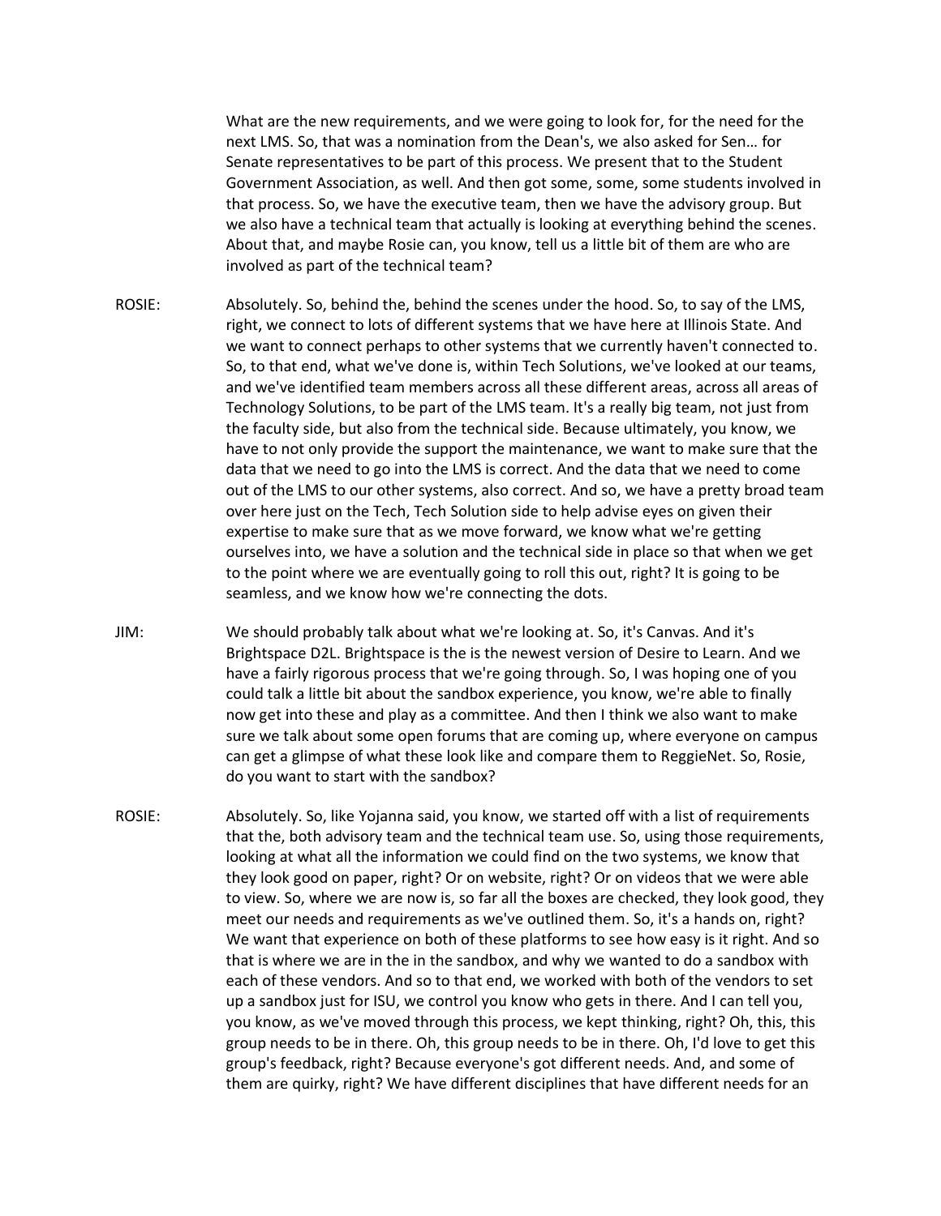What are the new requirements, and we were going to look for, for the need for the next LMS. So, that was a nomination from the Dean's, we also asked for Sen… for Senate representatives to be part of this process. We present that to the Student Government Association, as well. And then got some, some, some students involved in that process. So, we have the executive team, then we have the advisory group. But we also have a technical team that actually is looking at everything behind the scenes. About that, and maybe Rosie can, you know, tell us a little bit of them are who are involved as part of the technical team?

ROSIE: Absolutely. So, behind the, behind the scenes under the hood. So, to say of the LMS, right, we connect to lots of different systems that we have here at Illinois State. And we want to connect perhaps to other systems that we currently haven't connected to. So, to that end, what we've done is, within Tech Solutions, we've looked at our teams, and we've identified team members across all these different areas, across all areas of Technology Solutions, to be part of the LMS team. It's a really big team, not just from the faculty side, but also from the technical side. Because ultimately, you know, we have to not only provide the support the maintenance, we want to make sure that the data that we need to go into the LMS is correct. And the data that we need to come out of the LMS to our other systems, also correct. And so, we have a pretty broad team over here just on the Tech, Tech Solution side to help advise eyes on given their expertise to make sure that as we move forward, we know what we're getting ourselves into, we have a solution and the technical side in place so that when we get to the point where we are eventually going to roll this out, right? It is going to be seamless, and we know how we're connecting the dots.

JIM: We should probably talk about what we're looking at. So, it's Canvas. And it's Brightspace D2L. Brightspace is the is the newest version of Desire to Learn. And we have a fairly rigorous process that we're going through. So, I was hoping one of you could talk a little bit about the sandbox experience, you know, we're able to finally now get into these and play as a committee. And then I think we also want to make sure we talk about some open forums that are coming up, where everyone on campus can get a glimpse of what these look like and compare them to ReggieNet. So, Rosie, do you want to start with the sandbox?

ROSIE: Absolutely. So, like Yojanna said, you know, we started off with a list of requirements that the, both advisory team and the technical team use. So, using those requirements, looking at what all the information we could find on the two systems, we know that they look good on paper, right? Or on website, right? Or on videos that we were able to view. So, where we are now is, so far all the boxes are checked, they look good, they meet our needs and requirements as we've outlined them. So, it's a hands on, right? We want that experience on both of these platforms to see how easy is it right. And so that is where we are in the in the sandbox, and why we wanted to do a sandbox with each of these vendors. And so to that end, we worked with both of the vendors to set up a sandbox just for ISU, we control you know who gets in there. And I can tell you, you know, as we've moved through this process, we kept thinking, right? Oh, this, this group needs to be in there. Oh, this group needs to be in there. Oh, I'd love to get this group's feedback, right? Because everyone's got different needs. And, and some of them are quirky, right? We have different disciplines that have different needs for an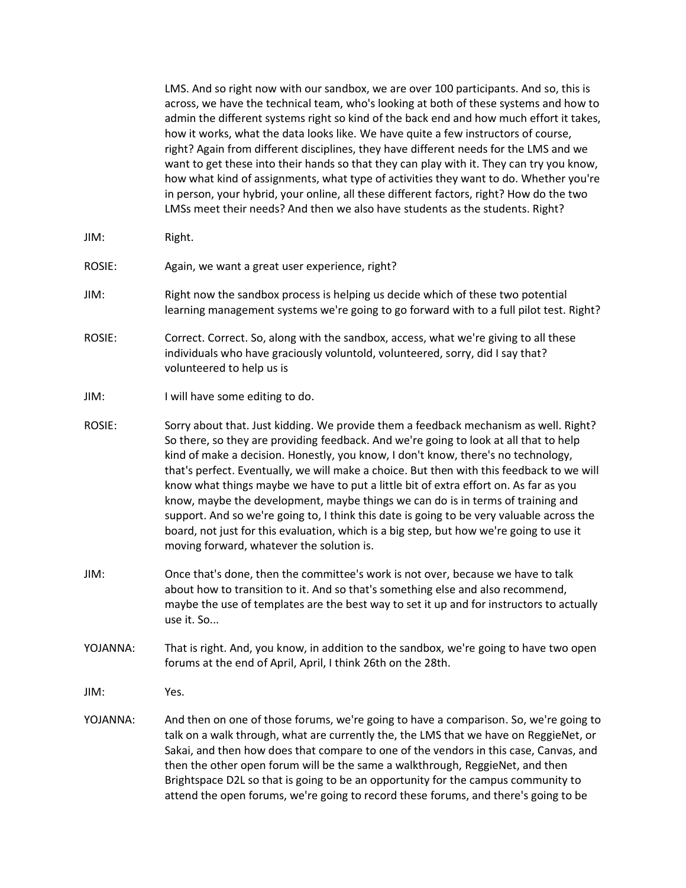LMS. And so right now with our sandbox, we are over 100 participants. And so, this is across, we have the technical team, who's looking at both of these systems and how to admin the different systems right so kind of the back end and how much effort it takes, how it works, what the data looks like. We have quite a few instructors of course, right? Again from different disciplines, they have different needs for the LMS and we want to get these into their hands so that they can play with it. They can try you know, how what kind of assignments, what type of activities they want to do. Whether you're in person, your hybrid, your online, all these different factors, right? How do the two LMSs meet their needs? And then we also have students as the students. Right?

JIM: Right.

ROSIE: Again, we want a great user experience, right?

JIM: Right now the sandbox process is helping us decide which of these two potential learning management systems we're going to go forward with to a full pilot test. Right?

ROSIE: Correct. Correct. So, along with the sandbox, access, what we're giving to all these individuals who have graciously voluntold, volunteered, sorry, did I say that? volunteered to help us is

JIM: I will have some editing to do.

ROSIE: Sorry about that. Just kidding. We provide them a feedback mechanism as well. Right? So there, so they are providing feedback. And we're going to look at all that to help kind of make a decision. Honestly, you know, I don't know, there's no technology, that's perfect. Eventually, we will make a choice. But then with this feedback to we will know what things maybe we have to put a little bit of extra effort on. As far as you know, maybe the development, maybe things we can do is in terms of training and support. And so we're going to, I think this date is going to be very valuable across the board, not just for this evaluation, which is a big step, but how we're going to use it moving forward, whatever the solution is.

JIM: Once that's done, then the committee's work is not over, because we have to talk about how to transition to it. And so that's something else and also recommend, maybe the use of templates are the best way to set it up and for instructors to actually use it. So...

YOJANNA: That is right. And, you know, in addition to the sandbox, we're going to have two open forums at the end of April, April, I think 26th on the 28th.

JIM: Yes.

YOJANNA: And then on one of those forums, we're going to have a comparison. So, we're going to talk on a walk through, what are currently the, the LMS that we have on ReggieNet, or Sakai, and then how does that compare to one of the vendors in this case, Canvas, and then the other open forum will be the same a walkthrough, ReggieNet, and then Brightspace D2L so that is going to be an opportunity for the campus community to attend the open forums, we're going to record these forums, and there's going to be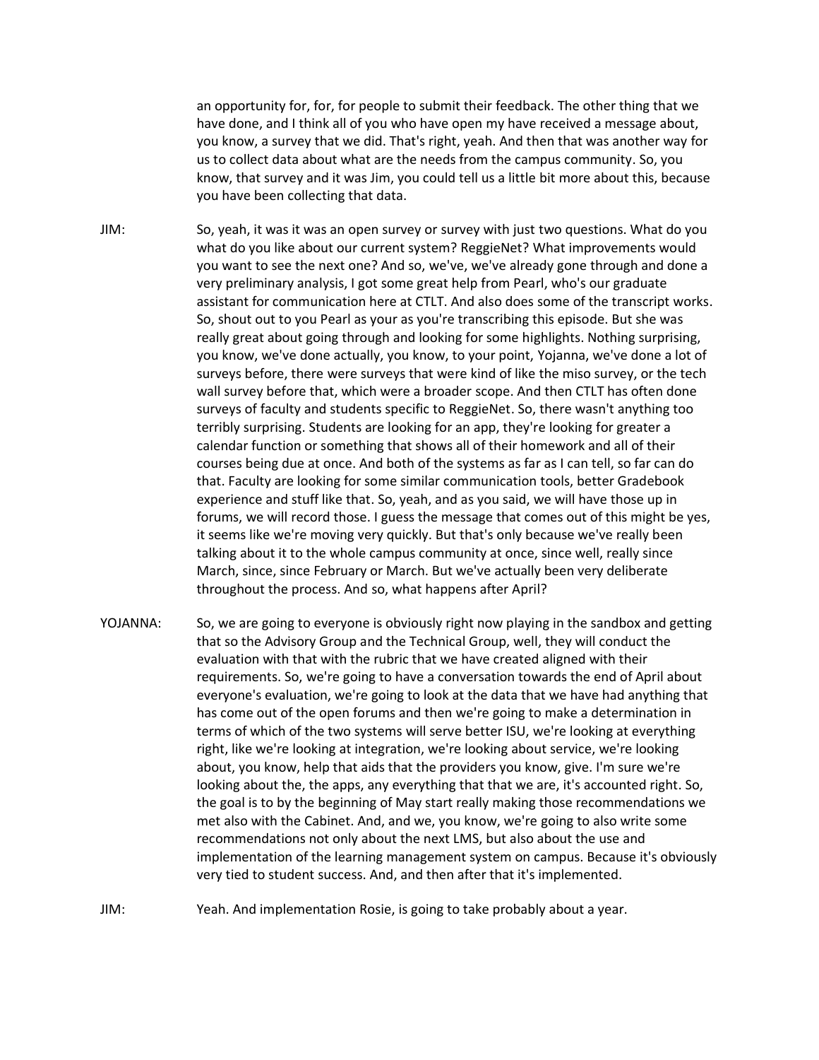an opportunity for, for, for people to submit their feedback. The other thing that we have done, and I think all of you who have open my have received a message about, you know, a survey that we did. That's right, yeah. And then that was another way for us to collect data about what are the needs from the campus community. So, you know, that survey and it was Jim, you could tell us a little bit more about this, because you have been collecting that data.

JIM: So, yeah, it was it was an open survey or survey with just two questions. What do you what do you like about our current system? ReggieNet? What improvements would you want to see the next one? And so, we've, we've already gone through and done a very preliminary analysis, I got some great help from Pearl, who's our graduate assistant for communication here at CTLT. And also does some of the transcript works. So, shout out to you Pearl as your as you're transcribing this episode. But she was really great about going through and looking for some highlights. Nothing surprising, you know, we've done actually, you know, to your point, Yojanna, we've done a lot of surveys before, there were surveys that were kind of like the miso survey, or the tech wall survey before that, which were a broader scope. And then CTLT has often done surveys of faculty and students specific to ReggieNet. So, there wasn't anything too terribly surprising. Students are looking for an app, they're looking for greater a calendar function or something that shows all of their homework and all of their courses being due at once. And both of the systems as far as I can tell, so far can do that. Faculty are looking for some similar communication tools, better Gradebook experience and stuff like that. So, yeah, and as you said, we will have those up in forums, we will record those. I guess the message that comes out of this might be yes, it seems like we're moving very quickly. But that's only because we've really been talking about it to the whole campus community at once, since well, really since March, since, since February or March. But we've actually been very deliberate throughout the process. And so, what happens after April?

YOJANNA: So, we are going to everyone is obviously right now playing in the sandbox and getting that so the Advisory Group and the Technical Group, well, they will conduct the evaluation with that with the rubric that we have created aligned with their requirements. So, we're going to have a conversation towards the end of April about everyone's evaluation, we're going to look at the data that we have had anything that has come out of the open forums and then we're going to make a determination in terms of which of the two systems will serve better ISU, we're looking at everything right, like we're looking at integration, we're looking about service, we're looking about, you know, help that aids that the providers you know, give. I'm sure we're looking about the, the apps, any everything that that we are, it's accounted right. So, the goal is to by the beginning of May start really making those recommendations we met also with the Cabinet. And, and we, you know, we're going to also write some recommendations not only about the next LMS, but also about the use and implementation of the learning management system on campus. Because it's obviously very tied to student success. And, and then after that it's implemented.

JIM: Yeah. And implementation Rosie, is going to take probably about a year.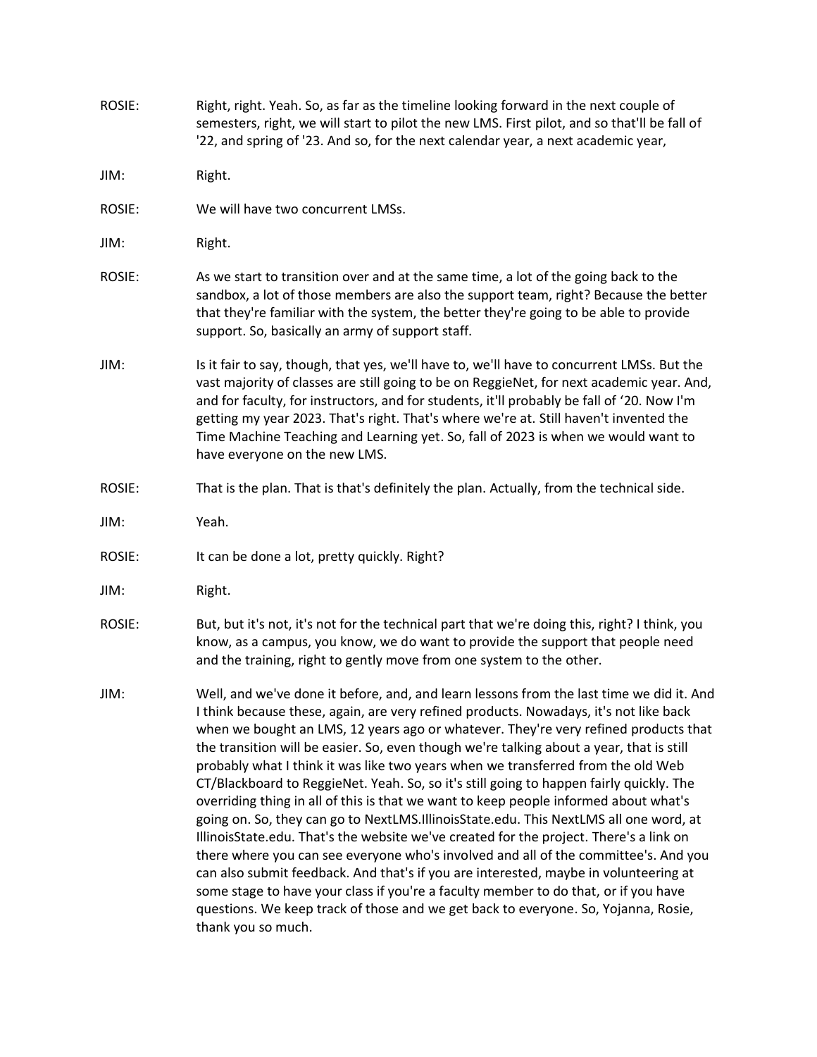ROSIE: Right, right. Yeah. So, as far as the timeline looking forward in the next couple of semesters, right, we will start to pilot the new LMS. First pilot, and so that'll be fall of '22, and spring of '23. And so, for the next calendar year, a next academic year,

JIM: Right.

ROSIE: We will have two concurrent LMSs.

JIM: Right.

ROSIE: As we start to transition over and at the same time, a lot of the going back to the sandbox, a lot of those members are also the support team, right? Because the better that they're familiar with the system, the better they're going to be able to provide support. So, basically an army of support staff.

JIM: Is it fair to say, though, that yes, we'll have to, we'll have to concurrent LMSs. But the vast majority of classes are still going to be on ReggieNet, for next academic year. And, and for faculty, for instructors, and for students, it'll probably be fall of '20. Now I'm getting my year 2023. That's right. That's where we're at. Still haven't invented the Time Machine Teaching and Learning yet. So, fall of 2023 is when we would want to have everyone on the new LMS.

ROSIE: That is the plan. That is that's definitely the plan. Actually, from the technical side.

JIM: Yeah.

ROSIE: It can be done a lot, pretty quickly. Right?

JIM: Right.

ROSIE: But, but it's not, it's not for the technical part that we're doing this, right? I think, you know, as a campus, you know, we do want to provide the support that people need and the training, right to gently move from one system to the other.

JIM: Well, and we've done it before, and, and learn lessons from the last time we did it. And I think because these, again, are very refined products. Nowadays, it's not like back when we bought an LMS, 12 years ago or whatever. They're very refined products that the transition will be easier. So, even though we're talking about a year, that is still probably what I think it was like two years when we transferred from the old Web CT/Blackboard to ReggieNet. Yeah. So, so it's still going to happen fairly quickly. The overriding thing in all of this is that we want to keep people informed about what's going on. So, they can go to NextLMS.IllinoisState.edu. This NextLMS all one word, at IllinoisState.edu. That's the website we've created for the project. There's a link on there where you can see everyone who's involved and all of the committee's. And you can also submit feedback. And that's if you are interested, maybe in volunteering at some stage to have your class if you're a faculty member to do that, or if you have questions. We keep track of those and we get back to everyone. So, Yojanna, Rosie, thank you so much.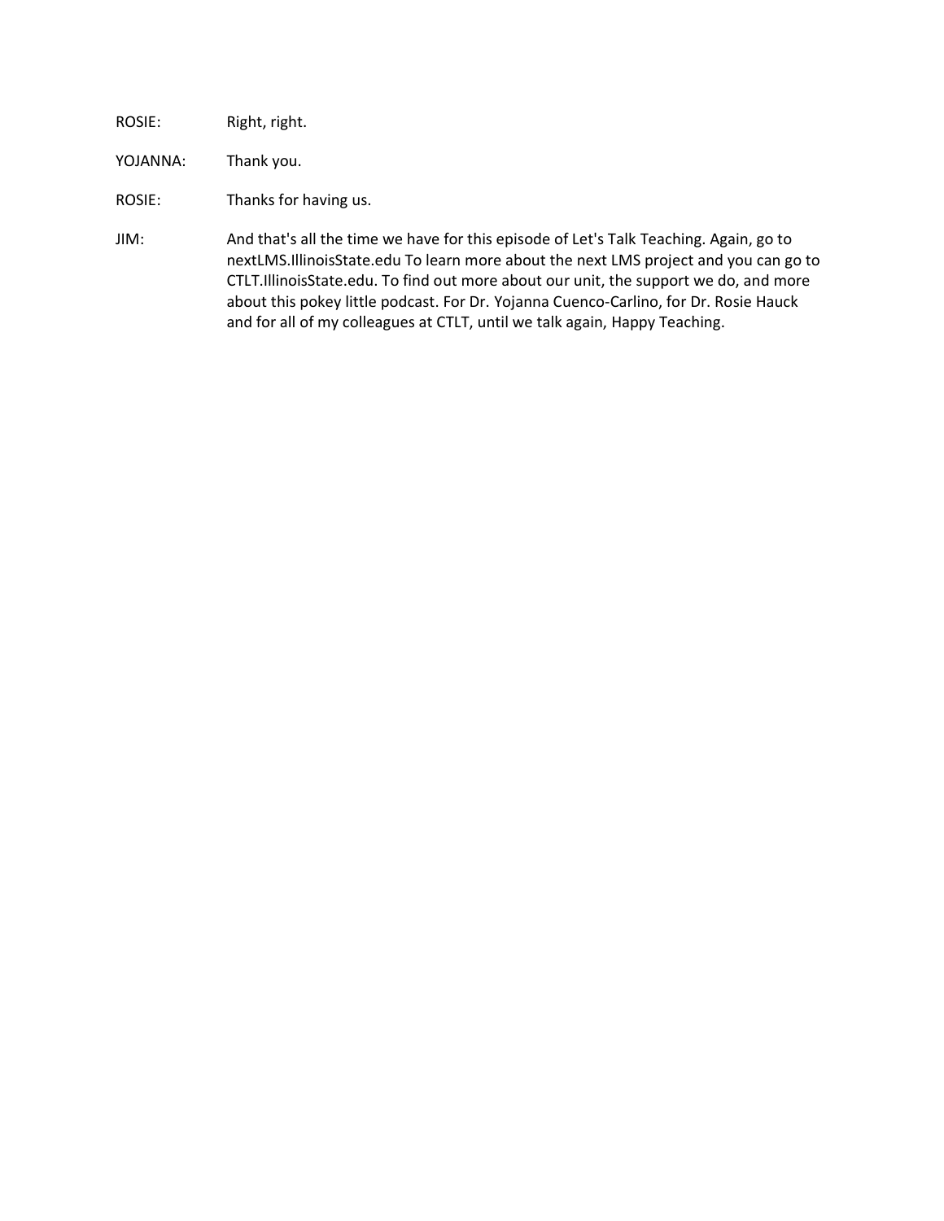ROSIE: Right, right.

YOJANNA: Thank you.

ROSIE: Thanks for having us.

JIM: And that's all the time we have for this episode of Let's Talk Teaching. Again, go to nextLMS.IllinoisState.edu To learn more about the next LMS project and you can go to CTLT.IllinoisState.edu. To find out more about our unit, the support we do, and more about this pokey little podcast. For Dr. Yojanna Cuenco-Carlino, for Dr. Rosie Hauck and for all of my colleagues at CTLT, until we talk again, Happy Teaching.